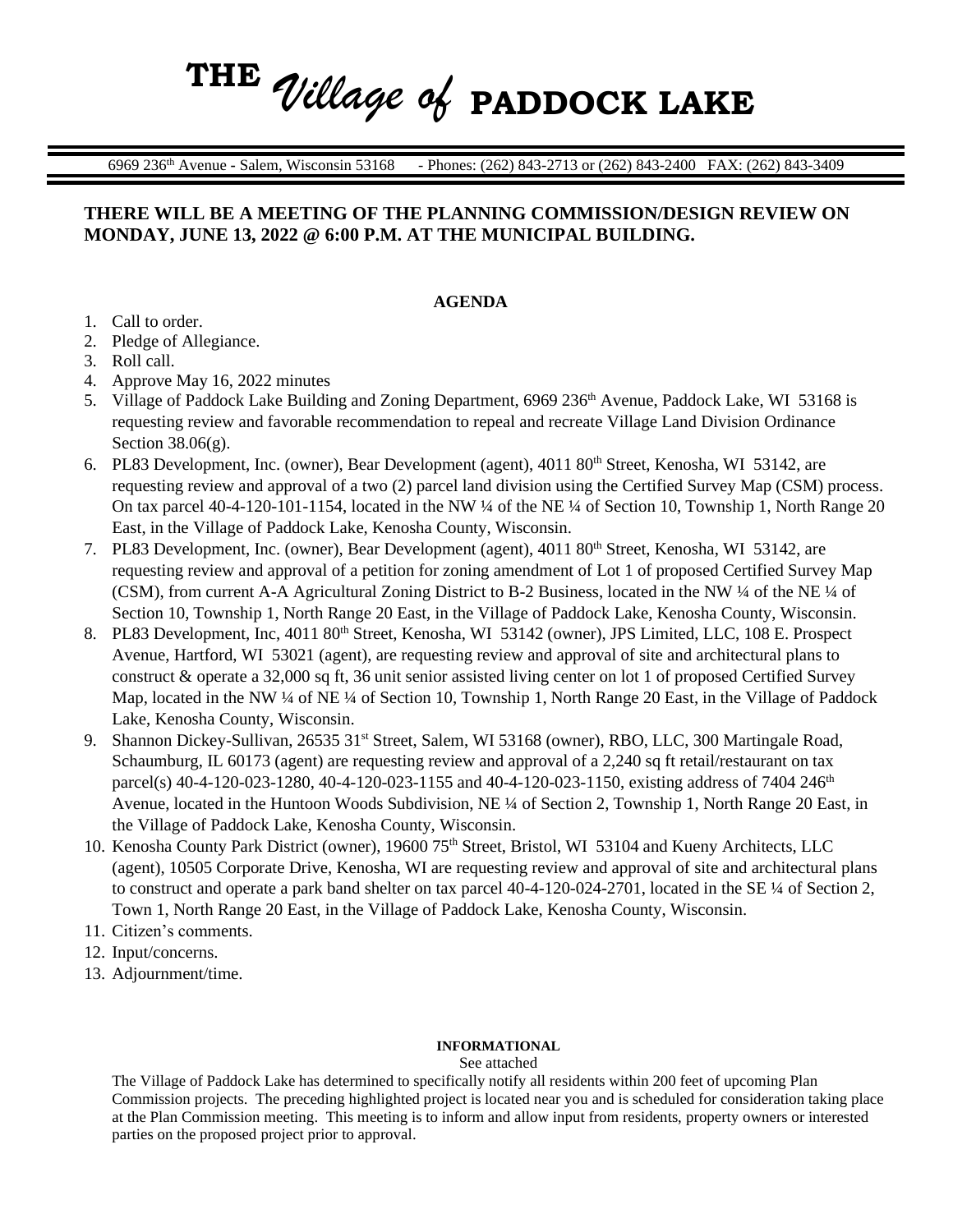# THE *Village of* PADDOCK LAKE

6969 236th Avenue - Salem, Wisconsin 53168 - Phones: (262) 843-2713 or (262) 843-2400 FAX: (262) 843-3409

**THERE WILL BE A MEETING OF THE PLANNING COMMISSION/DESIGN REVIEW ON MONDAY, JUNE 13, 2022 @ 6:00 P.M. AT THE MUNICIPAL BUILDING.**

**AGENDA**

1. Call to order.
2. Pledge of Allegiance.
3. Roll call.
4. Approve May 16, 2022 minutes
5. Village of Paddock Lake Building and Zoning Department, 6969 236th Avenue, Paddock Lake, WI 53168 is requesting review and favorable recommendation to repeal and recreate Village Land Division Ordinance Section 38.06(g).
6. PL83 Development, Inc. (owner), Bear Development (agent), 4011 80th Street, Kenosha, WI 53142, are requesting review and approval of a two (2) parcel land division using the Certified Survey Map (CSM) process. On tax parcel 40-4-120-101-1154, located in the NW ¼ of the NE ¼ of Section 10, Township 1, North Range 20 East, in the Village of Paddock Lake, Kenosha County, Wisconsin.
7. PL83 Development, Inc. (owner), Bear Development (agent), 4011 80th Street, Kenosha, WI 53142, are requesting review and approval of a petition for zoning amendment of Lot 1 of proposed Certified Survey Map (CSM), from current A-A Agricultural Zoning District to B-2 Business, located in the NW ¼ of the NE ¼ of Section 10, Township 1, North Range 20 East, in the Village of Paddock Lake, Kenosha County, Wisconsin.
8. PL83 Development, Inc, 4011 80th Street, Kenosha, WI 53142 (owner), JPS Limited, LLC, 108 E. Prospect Avenue, Hartford, WI 53021 (agent), are requesting review and approval of site and architectural plans to construct & operate a 32,000 sq ft, 36 unit senior assisted living center on lot 1 of proposed Certified Survey Map, located in the NW ¼ of NE ¼ of Section 10, Township 1, North Range 20 East, in the Village of Paddock Lake, Kenosha County, Wisconsin.
9. Shannon Dickey-Sullivan, 26535 31st Street, Salem, WI 53168 (owner), RBO, LLC, 300 Martingale Road, Schaumburg, IL 60173 (agent) are requesting review and approval of a 2,240 sq ft retail/restaurant on tax parcel(s) 40-4-120-023-1280, 40-4-120-023-1155 and 40-4-120-023-1150, existing address of 7404 246th Avenue, located in the Huntoon Woods Subdivision, NE ¼ of Section 2, Township 1, North Range 20 East, in the Village of Paddock Lake, Kenosha County, Wisconsin.
10. Kenosha County Park District (owner), 19600 75th Street, Bristol, WI 53104 and Kueny Architects, LLC (agent), 10505 Corporate Drive, Kenosha, WI are requesting review and approval of site and architectural plans to construct and operate a park band shelter on tax parcel 40-4-120-024-2701, located in the SE ¼ of Section 2, Town 1, North Range 20 East, in the Village of Paddock Lake, Kenosha County, Wisconsin.
11. Citizen's comments.
12. Input/concerns.
13. Adjournment/time.

**INFORMATIONAL**

See attached

The Village of Paddock Lake has determined to specifically notify all residents within 200 feet of upcoming Plan Commission projects. The preceding highlighted project is located near you and is scheduled for consideration taking place at the Plan Commission meeting. This meeting is to inform and allow input from residents, property owners or interested parties on the proposed project prior to approval.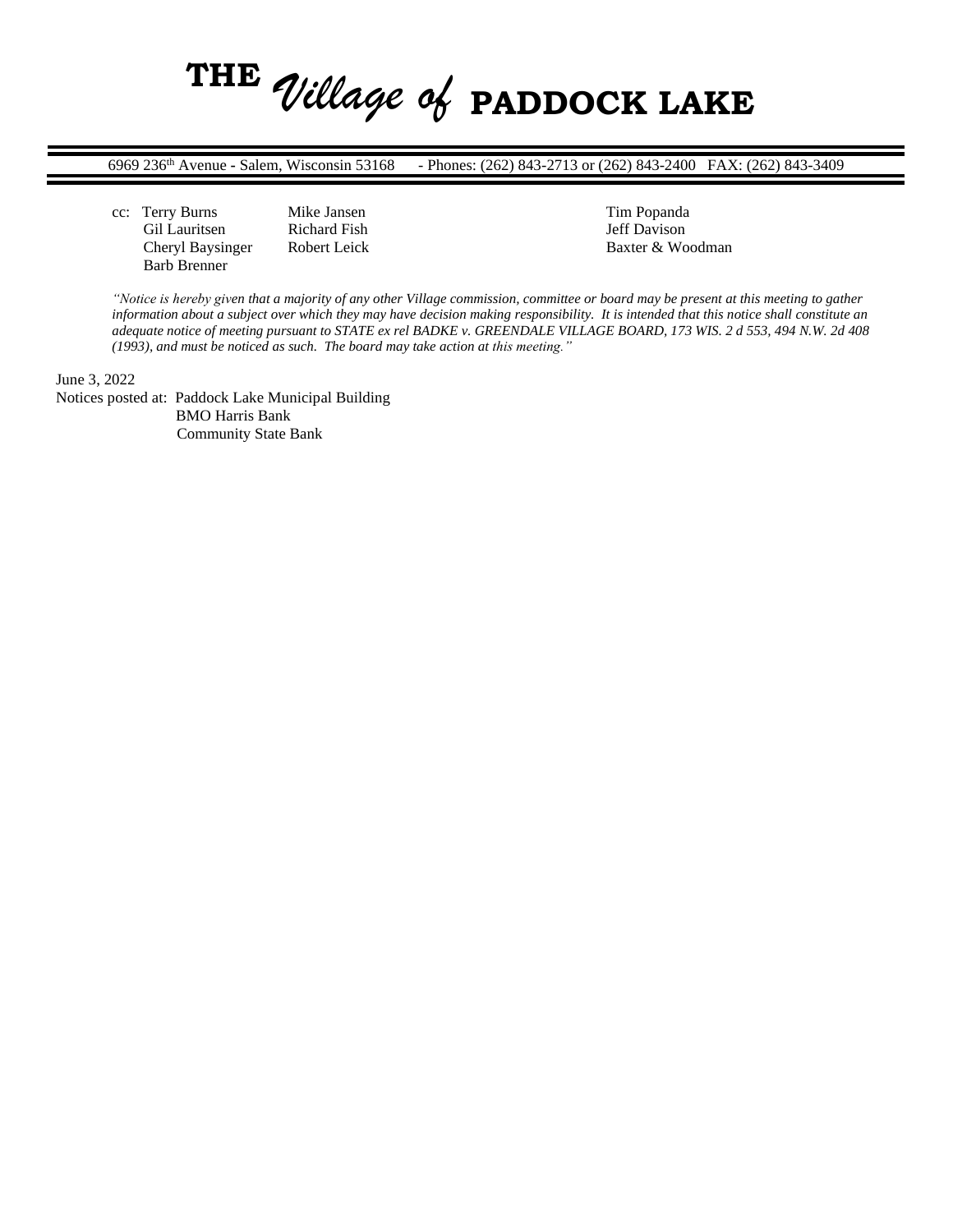# THE *Village of* PADDOCK LAKE

6969 236th Avenue - Salem, Wisconsin 53168 - Phones: (262) 843-2713 or (262) 843-2400 FAX: (262) 843-3409

cc: Terry Burns
Gil Lauritsen
Cheryl Baysinger
Barb Brenner
Mike Jansen
Richard Fish
Robert Leick
Tim Popanda
Jeff Davison
Baxter & Woodman

*"Notice is hereby given that a majority of any other Village commission, committee or board may be present at this meeting to gather information about a subject over which they may have decision making responsibility. It is intended that this notice shall constitute an adequate notice of meeting pursuant to STATE ex rel BADKE v. GREENDALE VILLAGE BOARD, 173 WIS. 2 d 553, 494 N.W. 2d 408 (1993), and must be noticed as such. The board may take action at this meeting."*

June 3, 2022
Notices posted at: Paddock Lake Municipal Building
BMO Harris Bank
Community State Bank